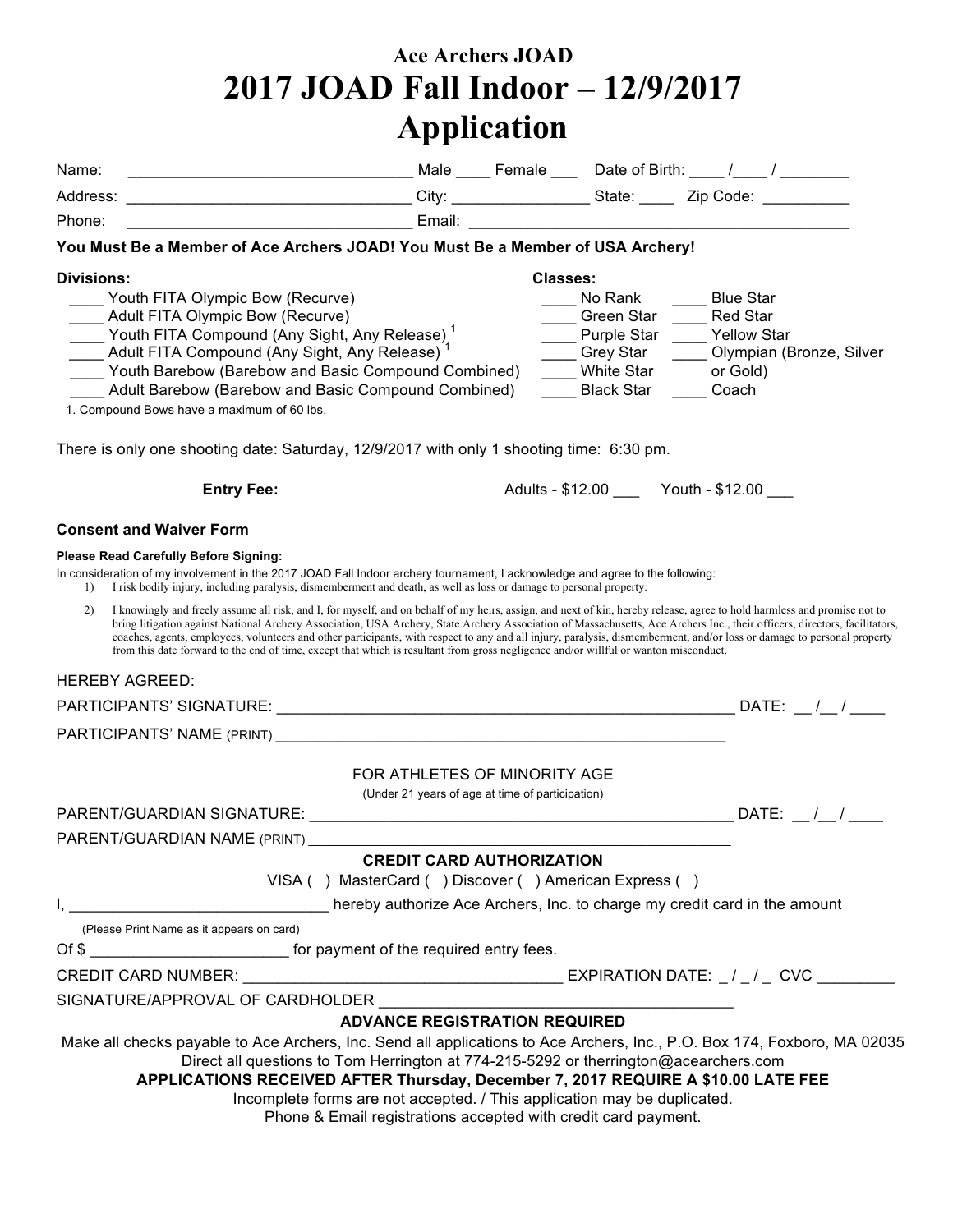# Ace Archers JOAD

# 2017 JOAD Fall Indoor – 12/9/2017 Application

Name: ________________________________ Male ____ Female ___ Date of Birth: ____ /____ / ________

Address: ________________________________ City: ________________ State: ____ Zip Code: __________

Phone: ________________________________ Email: ____________________________________________

**You Must Be a Member of Ace Archers JOAD! You Must Be a Member of USA Archery!**

**Divisions:**

____ Youth FITA Olympic Bow (Recurve)
____ Adult FITA Olympic Bow (Recurve)
____ Youth FITA Compound (Any Sight, Any Release) [1]
____ Adult FITA Compound (Any Sight, Any Release) [1]
____ Youth Barebow (Barebow and Basic Compound Combined)
____ Adult Barebow (Barebow and Basic Compound Combined)

1. Compound Bows have a maximum of 60 lbs.

**Classes:**

____ No Rank ____ Blue Star
____ Green Star ____ Red Star
____ Purple Star ____ Yellow Star
____ Grey Star ____ Olympian (Bronze, Silver or Gold)
____ White Star
____ Black Star ____ Coach

There is only one shooting date: Saturday, 12/9/2017 with only 1 shooting time: 6:30 pm.

**Entry Fee:** Adults - $12.00 ___ Youth - $12.00 ___

### Consent and Waiver Form

**Please Read Carefully Before Signing:**

In consideration of my involvement in the 2017 JOAD Fall Indoor archery tournament, I acknowledge and agree to the following:

1) I risk bodily injury, including paralysis, dismemberment and death, as well as loss or damage to personal property.
2) I knowingly and freely assume all risk, and I, for myself, and on behalf of my heirs, assign, and next of kin, hereby release, agree to hold harmless and promise not to bring litigation against National Archery Association, USA Archery, State Archery Association of Massachusetts, Ace Archers Inc., their officers, directors, facilitators, coaches, agents, employees, volunteers and other participants, with respect to any and all injury, paralysis, dismemberment, and/or loss or damage to personal property from this date forward to the end of time, except that which is resultant from gross negligence and/or willful or wanton misconduct.

HEREBY AGREED:

PARTICIPANTS' SIGNATURE: ______________________________________________________ DATE: __ /__ / ____

PARTICIPANTS' NAME (PRINT) ______________________________________________________

FOR ATHLETES OF MINORITY AGE
(Under 21 years of age at time of participation)

PARENT/GUARDIAN SIGNATURE: ___________________________________________________ DATE: __ /__ / ____

PARENT/GUARDIAN NAME (PRINT) ___________________________________________________

**CREDIT CARD AUTHORIZATION**

VISA ( ) MasterCard ( ) Discover ( ) American Express ( )

I, ______________________________ hereby authorize Ace Archers, Inc. to charge my credit card in the amount
(Please Print Name as it appears on card)

Of $ ______________________ for payment of the required entry fees.

CREDIT CARD NUMBER: ____________________________________ EXPIRATION DATE: _ / _ / _ CVC _________

SIGNATURE/APPROVAL OF CARDHOLDER ________________________________________

**ADVANCE REGISTRATION REQUIRED**

Make all checks payable to Ace Archers, Inc. Send all applications to Ace Archers, Inc., P.O. Box 174, Foxboro, MA 02035
Direct all questions to Tom Herrington at 774-215-5292 or therrington@acearchers.com

**APPLICATIONS RECEIVED AFTER Thursday, December 7, 2017 REQUIRE A $10.00 LATE FEE**

Incomplete forms are not accepted. / This application may be duplicated.
Phone & Email registrations accepted with credit card payment.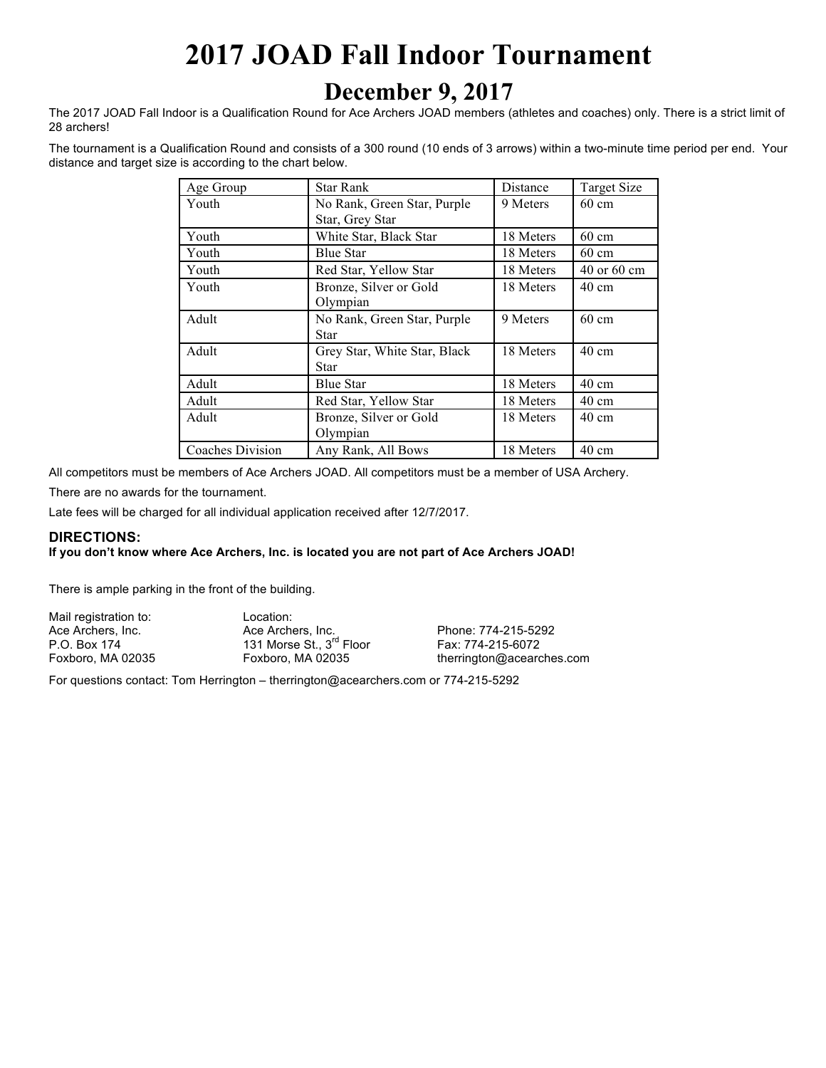# 2017 JOAD Fall Indoor Tournament

## December 9, 2017

The 2017 JOAD Fall Indoor is a Qualification Round for Ace Archers JOAD members (athletes and coaches) only. There is a strict limit of 28 archers!

The tournament is a Qualification Round and consists of a 300 round (10 ends of 3 arrows) within a two-minute time period per end. Your distance and target size is according to the chart below.

| Age Group | Star Rank | Distance | Target Size |
|---|---|---|---|
| Youth | No Rank, Green Star, Purple Star, Grey Star | 9 Meters | 60 cm |
| Youth | White Star, Black Star | 18 Meters | 60 cm |
| Youth | Blue Star | 18 Meters | 60 cm |
| Youth | Red Star, Yellow Star | 18 Meters | 40 or 60 cm |
| Youth | Bronze, Silver or Gold Olympian | 18 Meters | 40 cm |
| Adult | No Rank, Green Star, Purple Star | 9 Meters | 60 cm |
| Adult | Grey Star, White Star, Black Star | 18 Meters | 40 cm |
| Adult | Blue Star | 18 Meters | 40 cm |
| Adult | Red Star, Yellow Star | 18 Meters | 40 cm |
| Adult | Bronze, Silver or Gold Olympian | 18 Meters | 40 cm |
| Coaches Division | Any Rank, All Bows | 18 Meters | 40 cm |

All competitors must be members of Ace Archers JOAD. All competitors must be a member of USA Archery.

There are no awards for the tournament.

Late fees will be charged for all individual application received after 12/7/2017.

### DIRECTIONS:

**If you don't know where Ace Archers, Inc. is located you are not part of Ace Archers JOAD!**

There is ample parking in the front of the building.

Mail registration to:
Ace Archers, Inc.
P.O. Box 174
Foxboro, MA 02035

Location:
Ace Archers, Inc.
131 Morse St., 3rd Floor
Foxboro, MA 02035

Phone: 774-215-5292
Fax: 774-215-6072
therrington@acearches.com

For questions contact: Tom Herrington – therrington@acearchers.com or 774-215-5292